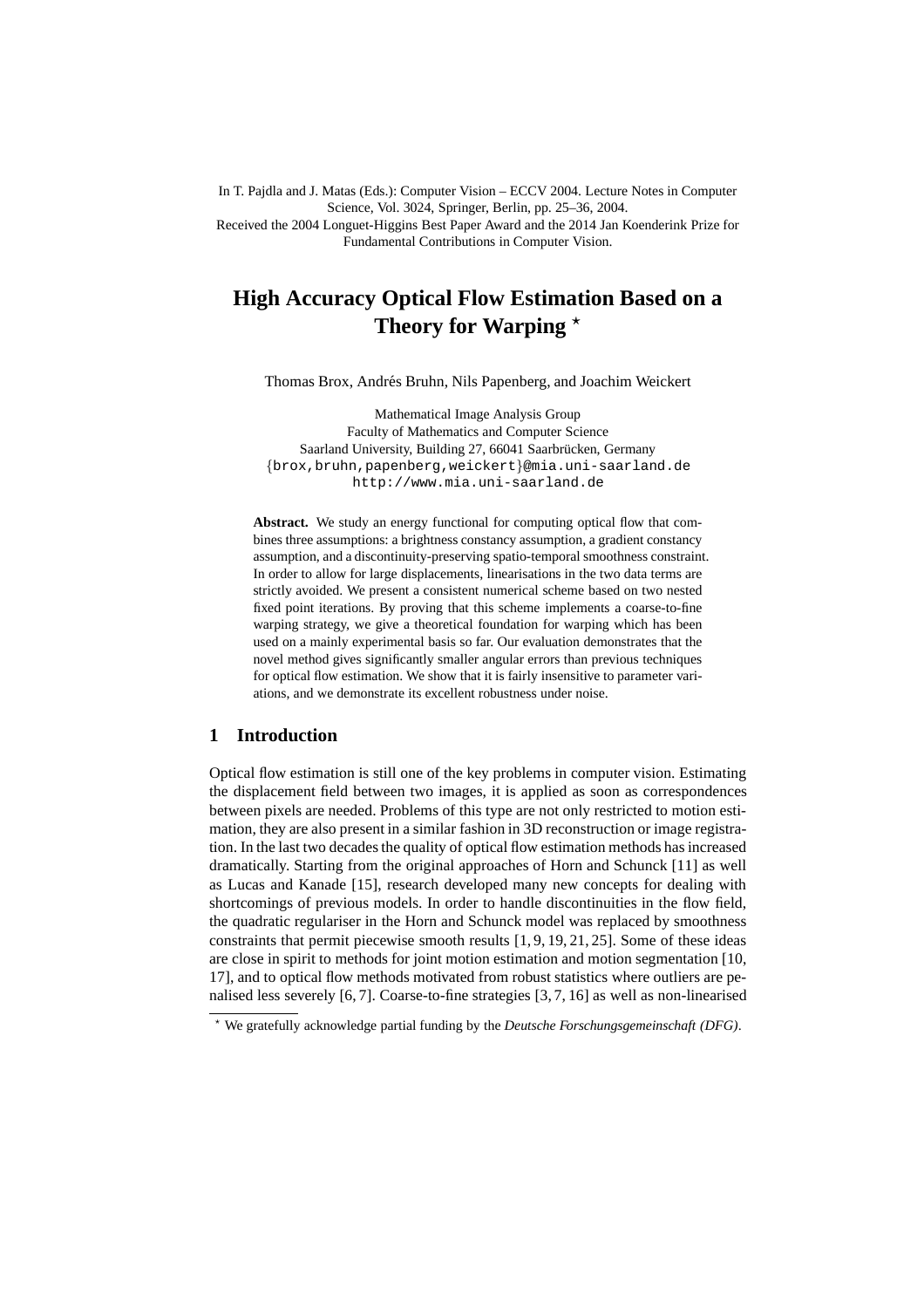In T. Pajdla and J. Matas (Eds.): Computer Vision – ECCV 2004. Lecture Notes in Computer Science, Vol. 3024, Springer, Berlin, pp. 25–36, 2004.
Received the 2004 Longuet-Higgins Best Paper Award and the 2014 Jan Koenderink Prize for Fundamental Contributions in Computer Vision.

# High Accuracy Optical Flow Estimation Based on a Theory for Warping *

Thomas Brox, Andrés Bruhn, Nils Papenberg, and Joachim Weickert

Mathematical Image Analysis Group
Faculty of Mathematics and Computer Science
Saarland University, Building 27, 66041 Saarbrücken, Germany
{brox,bruhn,papenberg,weickert}@mia.uni-saarland.de
http://www.mia.uni-saarland.de

**Abstract.** We study an energy functional for computing optical flow that combines three assumptions: a brightness constancy assumption, a gradient constancy assumption, and a discontinuity-preserving spatio-temporal smoothness constraint. In order to allow for large displacements, linearisations in the two data terms are strictly avoided. We present a consistent numerical scheme based on two nested fixed point iterations. By proving that this scheme implements a coarse-to-fine warping strategy, we give a theoretical foundation for warping which has been used on a mainly experimental basis so far. Our evaluation demonstrates that the novel method gives significantly smaller angular errors than previous techniques for optical flow estimation. We show that it is fairly insensitive to parameter variations, and we demonstrate its excellent robustness under noise.

## 1 Introduction

Optical flow estimation is still one of the key problems in computer vision. Estimating the displacement field between two images, it is applied as soon as correspondences between pixels are needed. Problems of this type are not only restricted to motion estimation, they are also present in a similar fashion in 3D reconstruction or image registration. In the last two decades the quality of optical flow estimation methods has increased dramatically. Starting from the original approaches of Horn and Schunck [11] as well as Lucas and Kanade [15], research developed many new concepts for dealing with shortcomings of previous models. In order to handle discontinuities in the flow field, the quadratic regulariser in the Horn and Schunck model was replaced by smoothness constraints that permit piecewise smooth results [1, 9, 19, 21, 25]. Some of these ideas are close in spirit to methods for joint motion estimation and motion segmentation [10, 17], and to optical flow methods motivated from robust statistics where outliers are penalised less severely [6, 7]. Coarse-to-fine strategies [3, 7, 16] as well as non-linearised

* We gratefully acknowledge partial funding by the *Deutsche Forschungsgemeinschaft (DFG)*.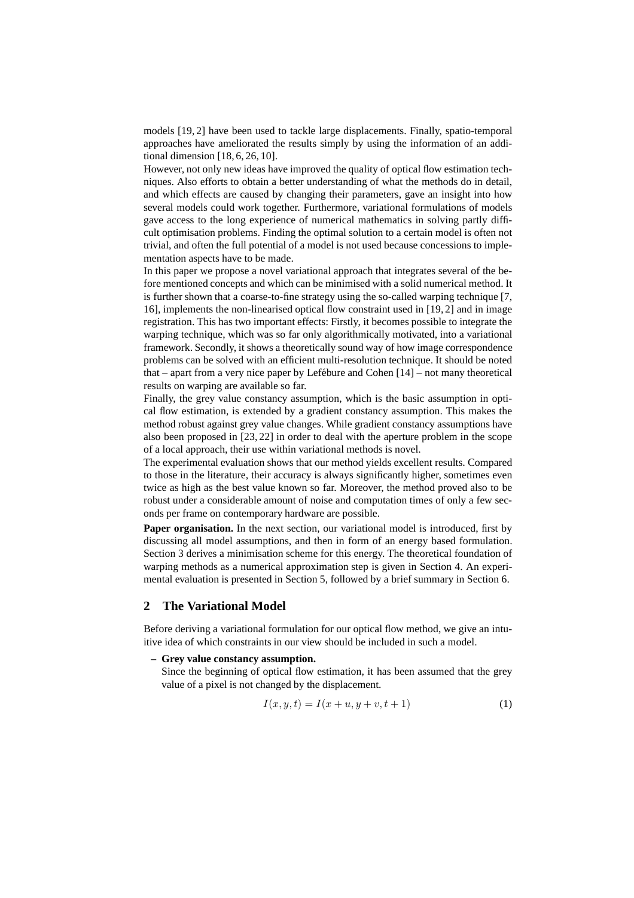models [19, 2] have been used to tackle large displacements. Finally, spatio-temporal approaches have ameliorated the results simply by using the information of an additional dimension [18, 6, 26, 10].

However, not only new ideas have improved the quality of optical flow estimation techniques. Also efforts to obtain a better understanding of what the methods do in detail, and which effects are caused by changing their parameters, gave an insight into how several models could work together. Furthermore, variational formulations of models gave access to the long experience of numerical mathematics in solving partly difficult optimisation problems. Finding the optimal solution to a certain model is often not trivial, and often the full potential of a model is not used because concessions to implementation aspects have to be made.

In this paper we propose a novel variational approach that integrates several of the before mentioned concepts and which can be minimised with a solid numerical method. It is further shown that a coarse-to-fine strategy using the so-called warping technique [7, 16], implements the non-linearised optical flow constraint used in [19, 2] and in image registration. This has two important effects: Firstly, it becomes possible to integrate the warping technique, which was so far only algorithmically motivated, into a variational framework. Secondly, it shows a theoretically sound way of how image correspondence problems can be solved with an efficient multi-resolution technique. It should be noted that – apart from a very nice paper by Lefébure and Cohen [14] – not many theoretical results on warping are available so far.

Finally, the grey value constancy assumption, which is the basic assumption in optical flow estimation, is extended by a gradient constancy assumption. This makes the method robust against grey value changes. While gradient constancy assumptions have also been proposed in [23, 22] in order to deal with the aperture problem in the scope of a local approach, their use within variational methods is novel.

The experimental evaluation shows that our method yields excellent results. Compared to those in the literature, their accuracy is always significantly higher, sometimes even twice as high as the best value known so far. Moreover, the method proved also to be robust under a considerable amount of noise and computation times of only a few seconds per frame on contemporary hardware are possible.

**Paper organisation.** In the next section, our variational model is introduced, first by discussing all model assumptions, and then in form of an energy based formulation. Section 3 derives a minimisation scheme for this energy. The theoretical foundation of warping methods as a numerical approximation step is given in Section 4. An experimental evaluation is presented in Section 5, followed by a brief summary in Section 6.

## 2 The Variational Model

Before deriving a variational formulation for our optical flow method, we give an intuitive idea of which constraints in our view should be included in such a model.

- **Grey value constancy assumption.**
  Since the beginning of optical flow estimation, it has been assumed that the grey value of a pixel is not changed by the displacement.

$$I(x, y, t) = I(x + u, y + v, t + 1) \tag{1}$$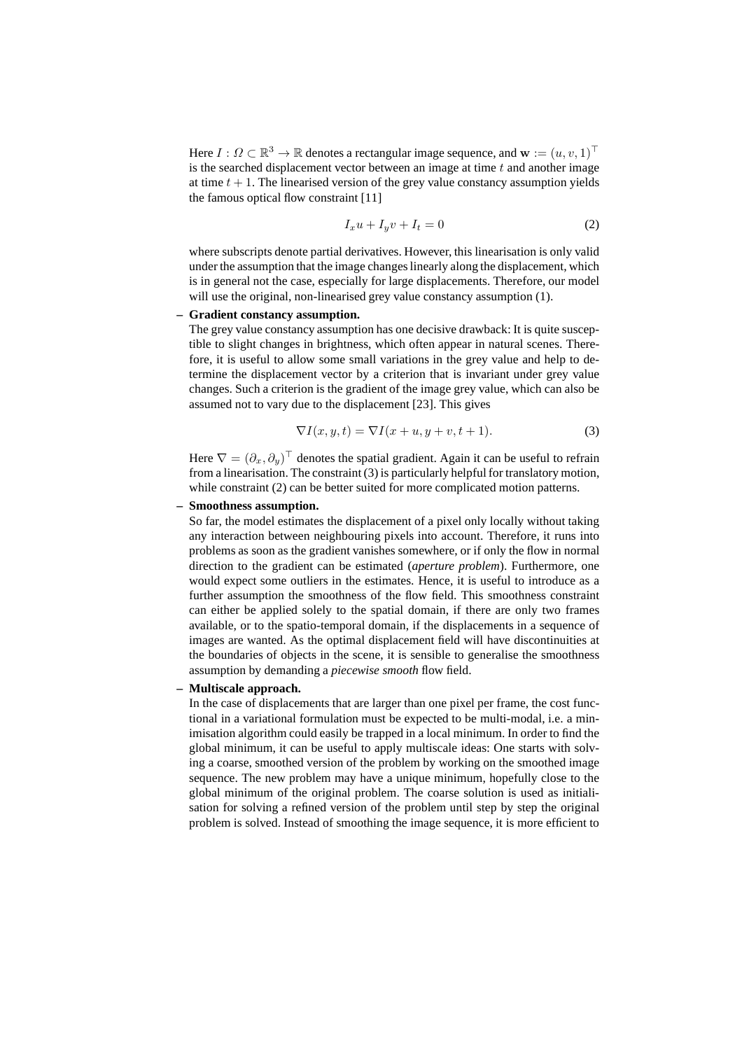Here $I : \Omega \subset \mathbb{R}^3 \to \mathbb{R}$ denotes a rectangular image sequence, and $\mathbf{w} := (u, v, 1)^\top$ is the searched displacement vector between an image at time $t$ and another image at time $t + 1$. The linearised version of the grey value constancy assumption yields the famous optical flow constraint [11]

$$I_x u + I_y v + I_t = 0 \tag{2}$$

where subscripts denote partial derivatives. However, this linearisation is only valid under the assumption that the image changes linearly along the displacement, which is in general not the case, especially for large displacements. Therefore, our model will use the original, non-linearised grey value constancy assumption (1).

– **Gradient constancy assumption.**
The grey value constancy assumption has one decisive drawback: It is quite susceptible to slight changes in brightness, which often appear in natural scenes. Therefore, it is useful to allow some small variations in the grey value and help to determine the displacement vector by a criterion that is invariant under grey value changes. Such a criterion is the gradient of the image grey value, which can also be assumed not to vary due to the displacement [23]. This gives

$$\nabla I(x, y, t) = \nabla I(x + u, y + v, t + 1). \tag{3}$$

Here $\nabla = (\partial_x, \partial_y)^\top$ denotes the spatial gradient. Again it can be useful to refrain from a linearisation. The constraint (3) is particularly helpful for translatory motion, while constraint (2) can be better suited for more complicated motion patterns.

– **Smoothness assumption.**
So far, the model estimates the displacement of a pixel only locally without taking any interaction between neighbouring pixels into account. Therefore, it runs into problems as soon as the gradient vanishes somewhere, or if only the flow in normal direction to the gradient can be estimated (*aperture problem*). Furthermore, one would expect some outliers in the estimates. Hence, it is useful to introduce as a further assumption the smoothness of the flow field. This smoothness constraint can either be applied solely to the spatial domain, if there are only two frames available, or to the spatio-temporal domain, if the displacements in a sequence of images are wanted. As the optimal displacement field will have discontinuities at the boundaries of objects in the scene, it is sensible to generalise the smoothness assumption by demanding a *piecewise smooth* flow field.

– **Multiscale approach.**
In the case of displacements that are larger than one pixel per frame, the cost functional in a variational formulation must be expected to be multi-modal, i.e. a minimisation algorithm could easily be trapped in a local minimum. In order to find the global minimum, it can be useful to apply multiscale ideas: One starts with solving a coarse, smoothed version of the problem by working on the smoothed image sequence. The new problem may have a unique minimum, hopefully close to the global minimum of the original problem. The coarse solution is used as initialisation for solving a refined version of the problem until step by step the original problem is solved. Instead of smoothing the image sequence, it is more efficient to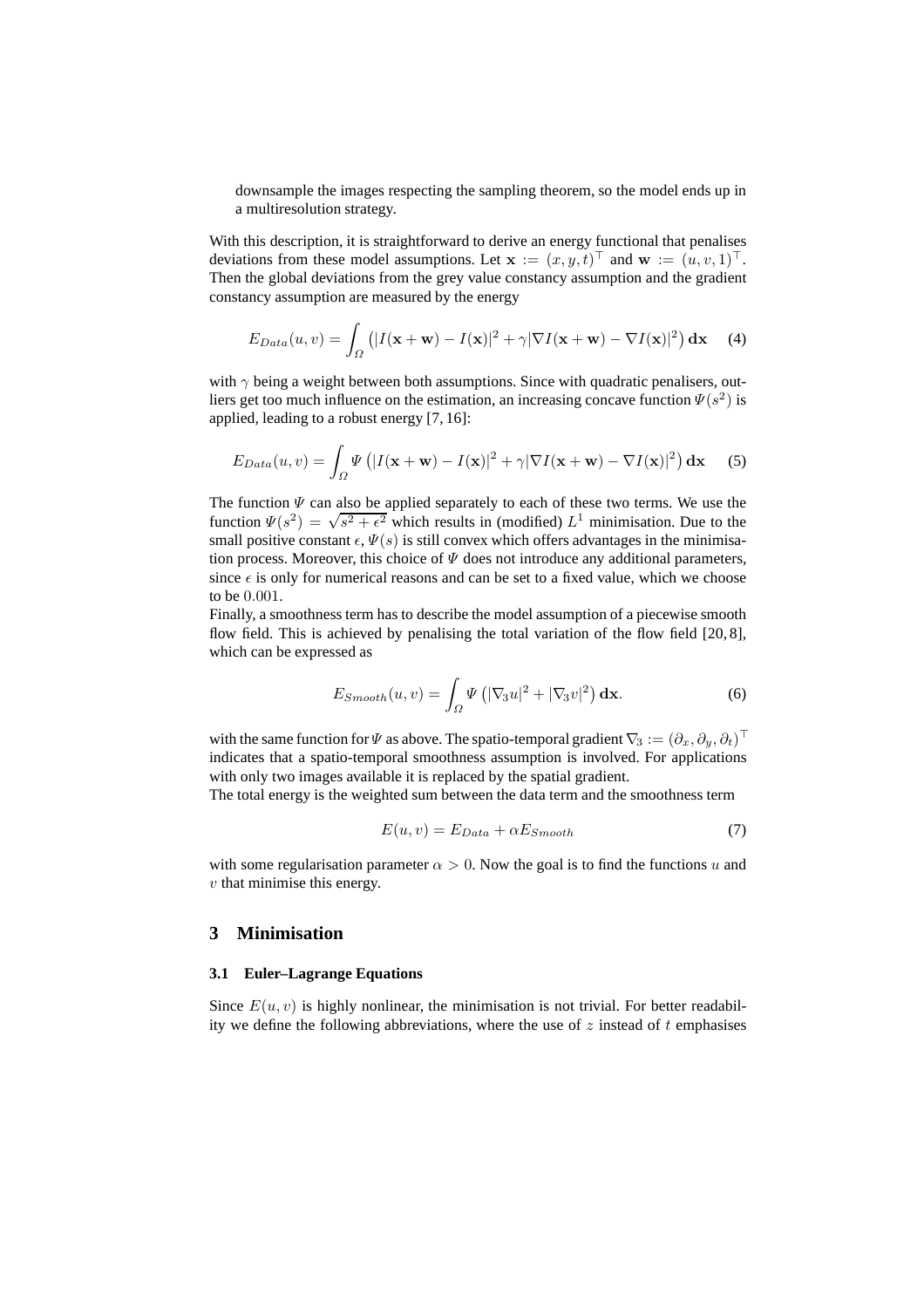downsample the images respecting the sampling theorem, so the model ends up in a multiresolution strategy.

With this description, it is straightforward to derive an energy functional that penalises deviations from these model assumptions. Let $\mathbf{x} := (x, y, t)^\top$ and $\mathbf{w} := (u, v, 1)^\top$. Then the global deviations from the grey value constancy assumption and the gradient constancy assumption are measured by the energy

$$E_{Data}(u, v) = \int_\Omega \left( |I(\mathbf{x} + \mathbf{w}) - I(\mathbf{x})|^2 + \gamma |\nabla I(\mathbf{x} + \mathbf{w}) - \nabla I(\mathbf{x})|^2 \right) \mathbf{dx} \quad (4)$$

with $\gamma$ being a weight between both assumptions. Since with quadratic penalisers, outliers get too much influence on the estimation, an increasing concave function $\Psi(s^2)$ is applied, leading to a robust energy [7, 16]:

$$E_{Data}(u, v) = \int_\Omega \Psi \left( |I(\mathbf{x} + \mathbf{w}) - I(\mathbf{x})|^2 + \gamma |\nabla I(\mathbf{x} + \mathbf{w}) - \nabla I(\mathbf{x})|^2 \right) \mathbf{dx} \quad (5)$$

The function $\Psi$ can also be applied separately to each of these two terms. We use the function $\Psi(s^2) = \sqrt{s^2 + \epsilon^2}$ which results in (modified) $L^1$ minimisation. Due to the small positive constant $\epsilon$, $\Psi(s)$ is still convex which offers advantages in the minimisation process. Moreover, this choice of $\Psi$ does not introduce any additional parameters, since $\epsilon$ is only for numerical reasons and can be set to a fixed value, which we choose to be $0.001$.

Finally, a smoothness term has to describe the model assumption of a piecewise smooth flow field. This is achieved by penalising the total variation of the flow field [20, 8], which can be expressed as

$$E_{Smooth}(u, v) = \int_\Omega \Psi \left( |\nabla_3 u|^2 + |\nabla_3 v|^2 \right) \mathbf{dx}. \quad (6)$$

with the same function for $\Psi$ as above. The spatio-temporal gradient $\nabla_3 := (\partial_x, \partial_y, \partial_t)^\top$ indicates that a spatio-temporal smoothness assumption is involved. For applications with only two images available it is replaced by the spatial gradient.

The total energy is the weighted sum between the data term and the smoothness term

$$E(u, v) = E_{Data} + \alpha E_{Smooth} \quad (7)$$

with some regularisation parameter $\alpha > 0$. Now the goal is to find the functions $u$ and $v$ that minimise this energy.

## 3 Minimisation

### 3.1 Euler–Lagrange Equations

Since $E(u, v)$ is highly nonlinear, the minimisation is not trivial. For better readability we define the following abbreviations, where the use of $z$ instead of $t$ emphasises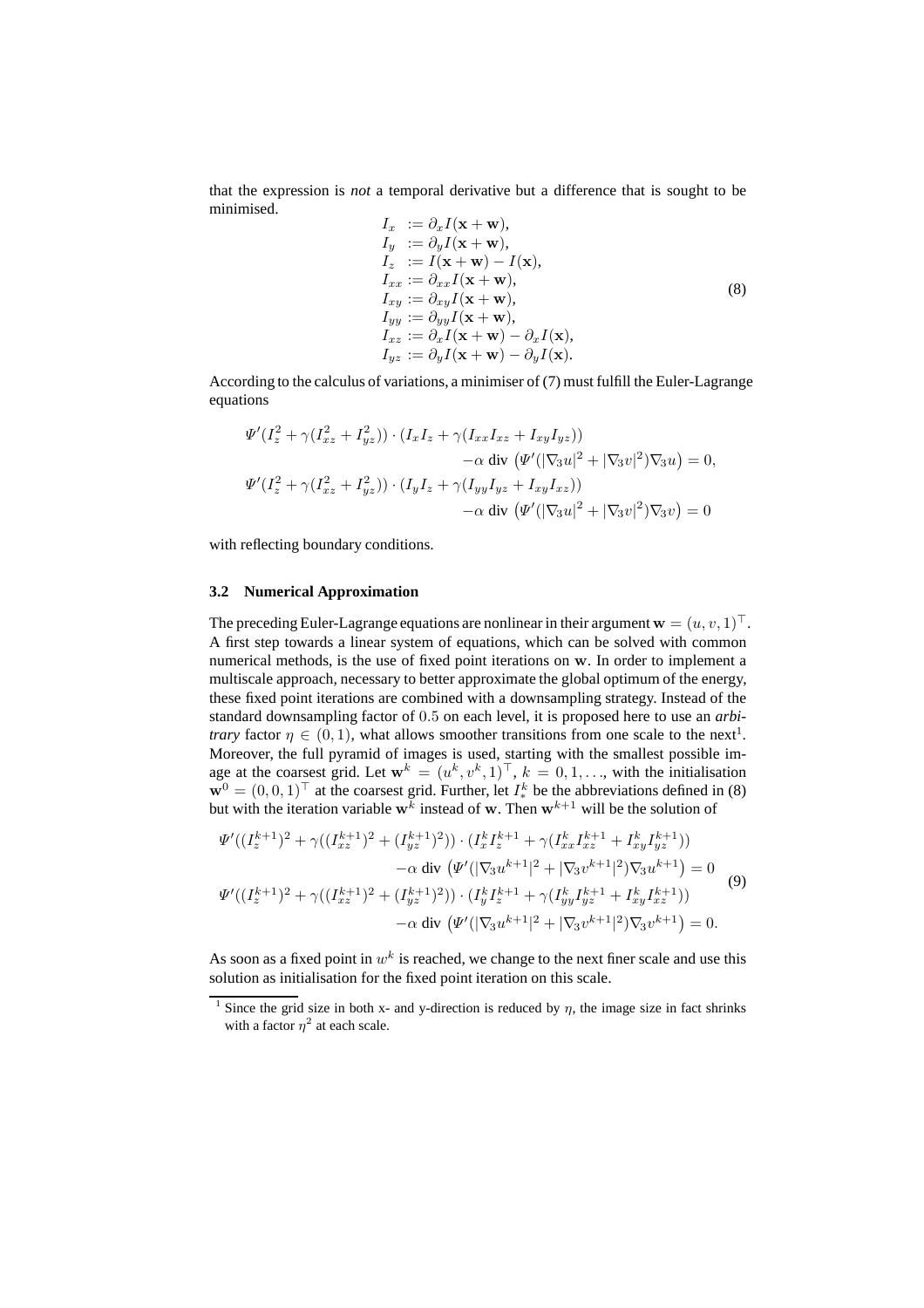that the expression is *not* a temporal derivative but a difference that is sought to be minimised.

$$
\begin{aligned}
I_x &:= \partial_x I(\mathbf{x}+\mathbf{w}),\\
I_y &:= \partial_y I(\mathbf{x}+\mathbf{w}),\\
I_z &:= I(\mathbf{x}+\mathbf{w}) - I(\mathbf{x}),\\
I_{xx} &:= \partial_{xx} I(\mathbf{x}+\mathbf{w}),\\
I_{xy} &:= \partial_{xy} I(\mathbf{x}+\mathbf{w}),\\
I_{yy} &:= \partial_{yy} I(\mathbf{x}+\mathbf{w}),\\
I_{xz} &:= \partial_x I(\mathbf{x}+\mathbf{w}) - \partial_x I(\mathbf{x}),\\
I_{yz} &:= \partial_y I(\mathbf{x}+\mathbf{w}) - \partial_y I(\mathbf{x}).
\end{aligned}
\tag{8}
$$

According to the calculus of variations, a minimiser of (7) must fulfill the Euler-Lagrange equations

$$
\begin{aligned}
&\Psi'(I_z^2 + \gamma(I_{xz}^2 + I_{yz}^2)) \cdot (I_x I_z + \gamma(I_{xx} I_{xz} + I_{xy} I_{yz}))\\
&\qquad\qquad -\alpha \;\mathrm{div}\left(\Psi'(|\nabla_3 u|^2 + |\nabla_3 v|^2)\nabla_3 u\right) = 0,\\
&\Psi'(I_z^2 + \gamma(I_{xz}^2 + I_{yz}^2)) \cdot (I_y I_z + \gamma(I_{yy} I_{yz} + I_{xy} I_{xz}))\\
&\qquad\qquad -\alpha \;\mathrm{div}\left(\Psi'(|\nabla_3 u|^2 + |\nabla_3 v|^2)\nabla_3 v\right) = 0
\end{aligned}
$$

with reflecting boundary conditions.

### 3.2 Numerical Approximation

The preceding Euler-Lagrange equations are nonlinear in their argument $\mathbf{w} = (u, v, 1)^\top$. A first step towards a linear system of equations, which can be solved with common numerical methods, is the use of fixed point iterations on $\mathbf{w}$. In order to implement a multiscale approach, necessary to better approximate the global optimum of the energy, these fixed point iterations are combined with a downsampling strategy. Instead of the standard downsampling factor of $0.5$ on each level, it is proposed here to use an *arbitrary* factor $\eta \in (0, 1)$, what allows smoother transitions from one scale to the next[1]. Moreover, the full pyramid of images is used, starting with the smallest possible image at the coarsest grid. Let $\mathbf{w}^k = (u^k, v^k, 1)^\top$, $k = 0, 1, \ldots$, with the initialisation $\mathbf{w}^0 = (0, 0, 1)^\top$ at the coarsest grid. Further, let $I_*^k$ be the abbreviations defined in (8) but with the iteration variable $\mathbf{w}^k$ instead of $\mathbf{w}$. Then $\mathbf{w}^{k+1}$ will be the solution of

$$
\begin{aligned}
&\Psi'((I_z^{k+1})^2 + \gamma((I_{xz}^{k+1})^2 + (I_{yz}^{k+1})^2)) \cdot (I_x^k I_z^{k+1} + \gamma(I_{xx}^k I_{xz}^{k+1} + I_{xy}^k I_{yz}^{k+1}))\\
&\qquad\qquad -\alpha \;\mathrm{div}\left(\Psi'(|\nabla_3 u^{k+1}|^2 + |\nabla_3 v^{k+1}|^2)\nabla_3 u^{k+1}\right) = 0\\
&\Psi'((I_z^{k+1})^2 + \gamma((I_{xz}^{k+1})^2 + (I_{yz}^{k+1})^2)) \cdot (I_y^k I_z^{k+1} + \gamma(I_{yy}^k I_{yz}^{k+1} + I_{xy}^k I_{xz}^{k+1}))\\
&\qquad\qquad -\alpha \;\mathrm{div}\left(\Psi'(|\nabla_3 u^{k+1}|^2 + |\nabla_3 v^{k+1}|^2)\nabla_3 v^{k+1}\right) = 0.
\end{aligned}
\tag{9}
$$

As soon as a fixed point in $w^k$ is reached, we change to the next finer scale and use this solution as initialisation for the fixed point iteration on this scale.

[1] Since the grid size in both x- and y-direction is reduced by $\eta$, the image size in fact shrinks with a factor $\eta^2$ at each scale.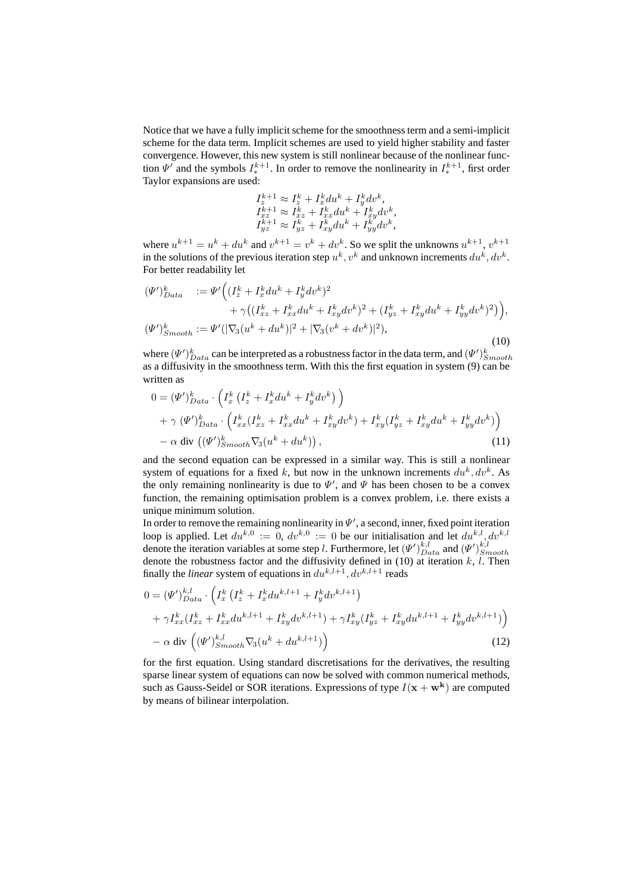Notice that we have a fully implicit scheme for the smoothness term and a semi-implicit scheme for the data term. Implicit schemes are used to yield higher stability and faster convergence. However, this new system is still nonlinear because of the nonlinear function $\Psi'$ and the symbols $I_*^{k+1}$. In order to remove the nonlinearity in $I_*^{k+1}$, first order Taylor expansions are used:

$$
\begin{aligned}
I_z^{k+1} &\approx I_z^k + I_x^k du^k + I_y^k dv^k, \\
I_{xz}^{k+1} &\approx I_{xz}^k + I_{xx}^k du^k + I_{xy}^k dv^k, \\
I_{yz}^{k+1} &\approx I_{yz}^k + I_{xy}^k du^k + I_{yy}^k dv^k,
\end{aligned}
$$

where $u^{k+1} = u^k + du^k$ and $v^{k+1} = v^k + dv^k$. So we split the unknowns $u^{k+1}$, $v^{k+1}$ in the solutions of the previous iteration step $u^k, v^k$ and unknown increments $du^k, dv^k$. For better readability let

$$
\begin{aligned}
(\Psi')_{Data}^k \quad &:= \Psi'\Big( (I_z^k + I_x^k du^k + I_y^k dv^k)^2 \\
&\qquad + \gamma \big( (I_{xz}^k + I_{xx}^k du^k + I_{xy}^k dv^k)^2 + (I_{yz}^k + I_{xy}^k du^k + I_{yy}^k dv^k)^2 \big) \Big), \\
(\Psi')_{Smooth}^k &:= \Psi'(|\nabla_3(u^k + du^k)|^2 + |\nabla_3(v^k + dv^k)|^2),
\end{aligned}
\tag{10}
$$

where $(\Psi')_{Data}^k$ can be interpreted as a robustness factor in the data term, and $(\Psi')_{Smooth}^k$ as a diffusivity in the smoothness term. With this the first equation in system (9) can be written as

$$
\begin{aligned}
0 &= (\Psi')_{Data}^k \cdot \Big( I_x^k \left( I_z^k + I_x^k du^k + I_y^k dv^k \right) \Big) \\
&\quad + \gamma \; (\Psi')_{Data}^k \cdot \Big( I_{xx}^k (I_{xz}^k + I_{xx}^k du^k + I_{xy}^k dv^k) + I_{xy}^k (I_{yz}^k + I_{xy}^k du^k + I_{yy}^k dv^k) \Big) \\
&\quad - \alpha \; \text{div} \left( (\Psi')_{Smooth}^k \nabla_3 (u^k + du^k) \right),
\end{aligned}
\tag{11}
$$

and the second equation can be expressed in a similar way. This is still a nonlinear system of equations for a fixed $k$, but now in the unknown increments $du^k, dv^k$. As the only remaining nonlinearity is due to $\Psi'$, and $\Psi$ has been chosen to be a convex function, the remaining optimisation problem is a convex problem, i.e. there exists a unique minimum solution.

In order to remove the remaining nonlinearity in $\Psi'$, a second, inner, fixed point iteration loop is applied. Let $du^{k,0} := 0$, $dv^{k,0} := 0$ be our initialisation and let $du^{k,l}, dv^{k,l}$ denote the iteration variables at some step $l$. Furthermore, let $(\Psi')_{Data}^{k,l}$ and $(\Psi')_{Smooth}^{k,l}$ denote the robustness factor and the diffusivity defined in (10) at iteration $k$, $l$. Then finally the *linear* system of equations in $du^{k,l+1}, dv^{k,l+1}$ reads

$$
\begin{aligned}
0 &= (\Psi')_{Data}^{k,l} \cdot \Big( I_x^k \left( I_z^k + I_x^k du^{k,l+1} + I_y^k dv^{k,l+1} \right) \\
&\quad + \gamma I_{xx}^k (I_{xz}^k + I_{xx}^k du^{k,l+1} + I_{xy}^k dv^{k,l+1}) + \gamma I_{xy}^k (I_{yz}^k + I_{xy}^k du^{k,l+1} + I_{yy}^k dv^{k,l+1}) \Big) \\
&\quad - \alpha \; \text{div} \left( (\Psi')_{Smooth}^{k,l} \nabla_3 (u^k + du^{k,l+1}) \right)
\end{aligned}
\tag{12}
$$

for the first equation. Using standard discretisations for the derivatives, the resulting sparse linear system of equations can now be solved with common numerical methods, such as Gauss-Seidel or SOR iterations. Expressions of type $I(\mathbf{x} + \mathbf{w^k})$ are computed by means of bilinear interpolation.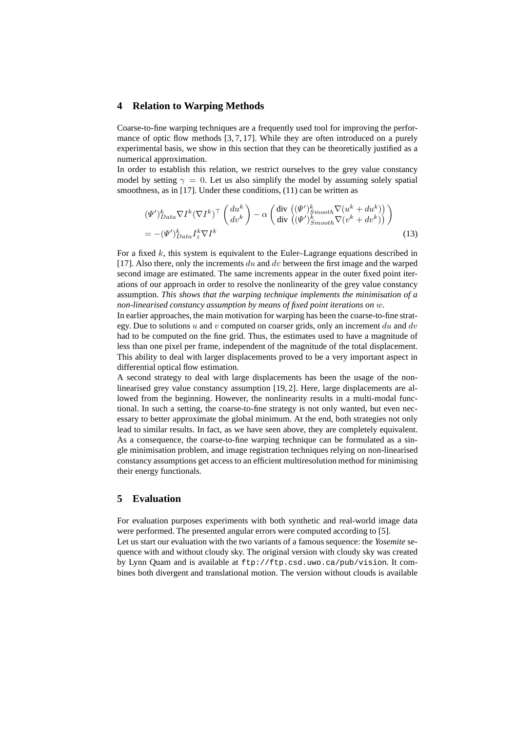## 4 Relation to Warping Methods

Coarse-to-fine warping techniques are a frequently used tool for improving the performance of optic flow methods [3, 7, 17]. While they are often introduced on a purely experimental basis, we show in this section that they can be theoretically justified as a numerical approximation.

In order to establish this relation, we restrict ourselves to the grey value constancy model by setting $\gamma = 0$. Let us also simplify the model by assuming solely spatial smoothness, as in [17]. Under these conditions, (11) can be written as

$$
\begin{aligned}
&(\Psi')^k_{Data} \nabla I^k (\nabla I^k)^\top \begin{pmatrix} du^k \\ dv^k \end{pmatrix} - \alpha \begin{pmatrix} \text{div}\left((\Psi')^k_{Smooth} \nabla(u^k + du^k)\right) \\ \text{div}\left((\Psi')^k_{Smooth} \nabla(v^k + dv^k)\right) \end{pmatrix} \\
&= -(\Psi')^k_{Data} I^k_z \nabla I^k
\end{aligned}
\tag{13}
$$

For a fixed $k$, this system is equivalent to the Euler–Lagrange equations described in [17]. Also there, only the increments $du$ and $dv$ between the first image and the warped second image are estimated. The same increments appear in the outer fixed point iterations of our approach in order to resolve the nonlinearity of the grey value constancy assumption. *This shows that the warping technique implements the minimisation of a non-linearised constancy assumption by means of fixed point iterations on* $w$.

In earlier approaches, the main motivation for warping has been the coarse-to-fine strategy. Due to solutions $u$ and $v$ computed on coarser grids, only an increment $du$ and $dv$ had to be computed on the fine grid. Thus, the estimates used to have a magnitude of less than one pixel per frame, independent of the magnitude of the total displacement. This ability to deal with larger displacements proved to be a very important aspect in differential optical flow estimation.

A second strategy to deal with large displacements has been the usage of the non-linearised grey value constancy assumption [19, 2]. Here, large displacements are allowed from the beginning. However, the nonlinearity results in a multi-modal functional. In such a setting, the coarse-to-fine strategy is not only wanted, but even necessary to better approximate the global minimum. At the end, both strategies not only lead to similar results. In fact, as we have seen above, they are completely equivalent. As a consequence, the coarse-to-fine warping technique can be formulated as a single minimisation problem, and image registration techniques relying on non-linearised constancy assumptions get access to an efficient multiresolution method for minimising their energy functionals.

## 5 Evaluation

For evaluation purposes experiments with both synthetic and real-world image data were performed. The presented angular errors were computed according to [5].

Let us start our evaluation with the two variants of a famous sequence: the *Yosemite* sequence with and without cloudy sky. The original version with cloudy sky was created by Lynn Quam and is available at `ftp://ftp.csd.uwo.ca/pub/vision`. It combines both divergent and translational motion. The version without clouds is available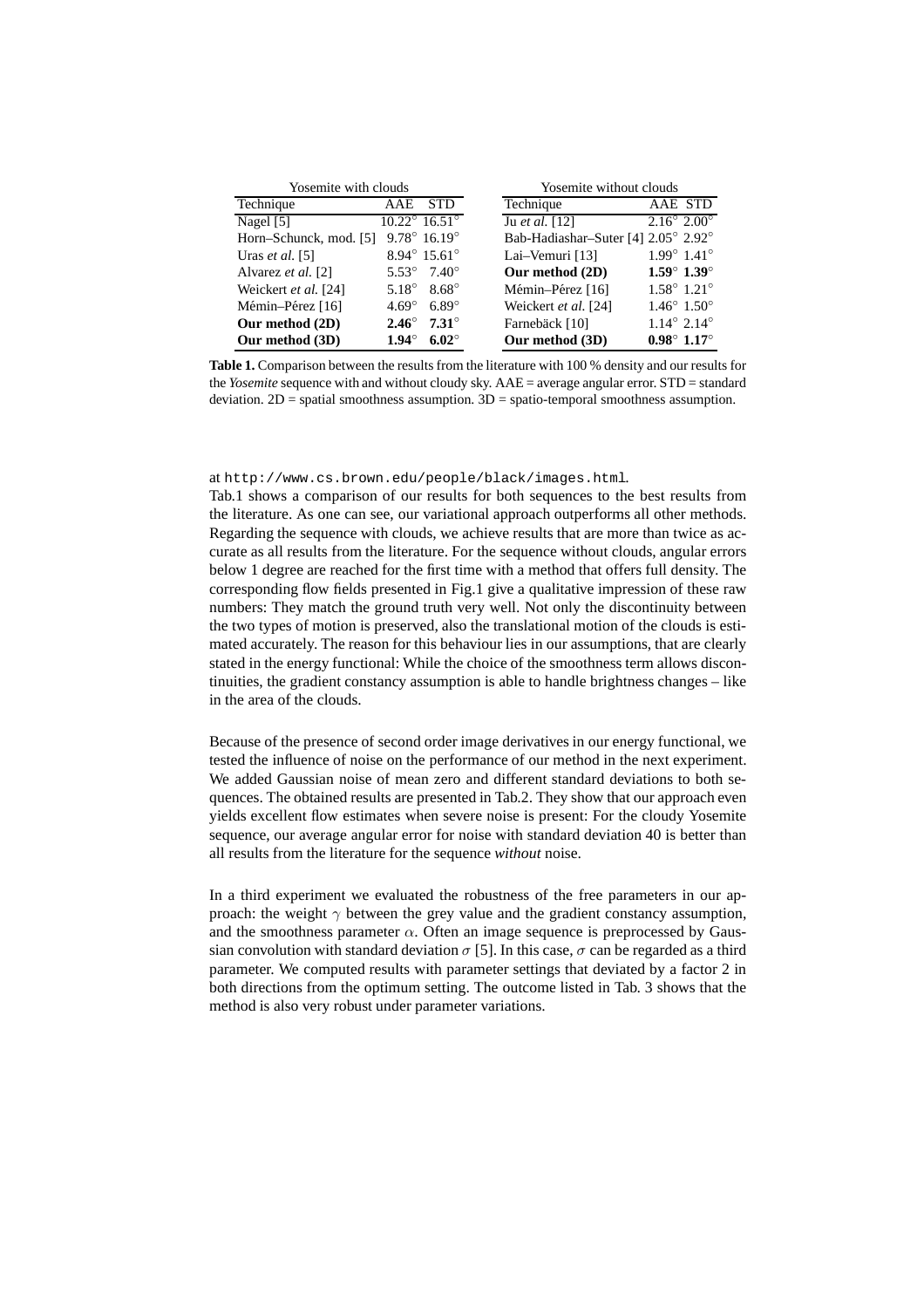| Yosemite with clouds | | | | Yosemite without clouds | | |
|---|---|---|---|---|---|---|
| Technique | AAE | STD | | Technique | AAE | STD |
| Nagel [5] | 10.22° | 16.51° | | Ju *et al.* [12] | 2.16° | 2.00° |
| Horn–Schunck, mod. [5] | 9.78° | 16.19° | | Bab-Hadiashar–Suter [4] | 2.05° | 2.92° |
| Uras *et al.* [5] | 8.94° | 15.61° | | Lai–Vemuri [13] | 1.99° | 1.41° |
| Alvarez *et al.* [2] | 5.53° | 7.40° | | **Our method (2D)** | **1.59°** | **1.39°** |
| Weickert *et al.* [24] | 5.18° | 8.68° | | Mémin–Pérez [16] | 1.58° | 1.21° |
| Mémin–Pérez [16] | 4.69° | 6.89° | | Weickert *et al.* [24] | 1.46° | 1.50° |
| **Our method (2D)** | **2.46°** | **7.31°** | | Farnebäck [10] | 1.14° | 2.14° |
| **Our method (3D)** | **1.94°** | **6.02°** | | **Our method (3D)** | **0.98°** | **1.17°** |

**Table 1.** Comparison between the results from the literature with 100 % density and our results for the *Yosemite* sequence with and without cloudy sky. AAE = average angular error. STD = standard deviation. 2D = spatial smoothness assumption. 3D = spatio-temporal smoothness assumption.

at http://www.cs.brown.edu/people/black/images.html.

Tab.1 shows a comparison of our results for both sequences to the best results from the literature. As one can see, our variational approach outperforms all other methods. Regarding the sequence with clouds, we achieve results that are more than twice as accurate as all results from the literature. For the sequence without clouds, angular errors below 1 degree are reached for the first time with a method that offers full density. The corresponding flow fields presented in Fig.1 give a qualitative impression of these raw numbers: They match the ground truth very well. Not only the discontinuity between the two types of motion is preserved, also the translational motion of the clouds is estimated accurately. The reason for this behaviour lies in our assumptions, that are clearly stated in the energy functional: While the choice of the smoothness term allows discontinuities, the gradient constancy assumption is able to handle brightness changes – like in the area of the clouds.

Because of the presence of second order image derivatives in our energy functional, we tested the influence of noise on the performance of our method in the next experiment. We added Gaussian noise of mean zero and different standard deviations to both sequences. The obtained results are presented in Tab.2. They show that our approach even yields excellent flow estimates when severe noise is present: For the cloudy Yosemite sequence, our average angular error for noise with standard deviation 40 is better than all results from the literature for the sequence *without* noise.

In a third experiment we evaluated the robustness of the free parameters in our approach: the weight $\gamma$ between the grey value and the gradient constancy assumption, and the smoothness parameter $\alpha$. Often an image sequence is preprocessed by Gaussian convolution with standard deviation $\sigma$ [5]. In this case, $\sigma$ can be regarded as a third parameter. We computed results with parameter settings that deviated by a factor 2 in both directions from the optimum setting. The outcome listed in Tab. 3 shows that the method is also very robust under parameter variations.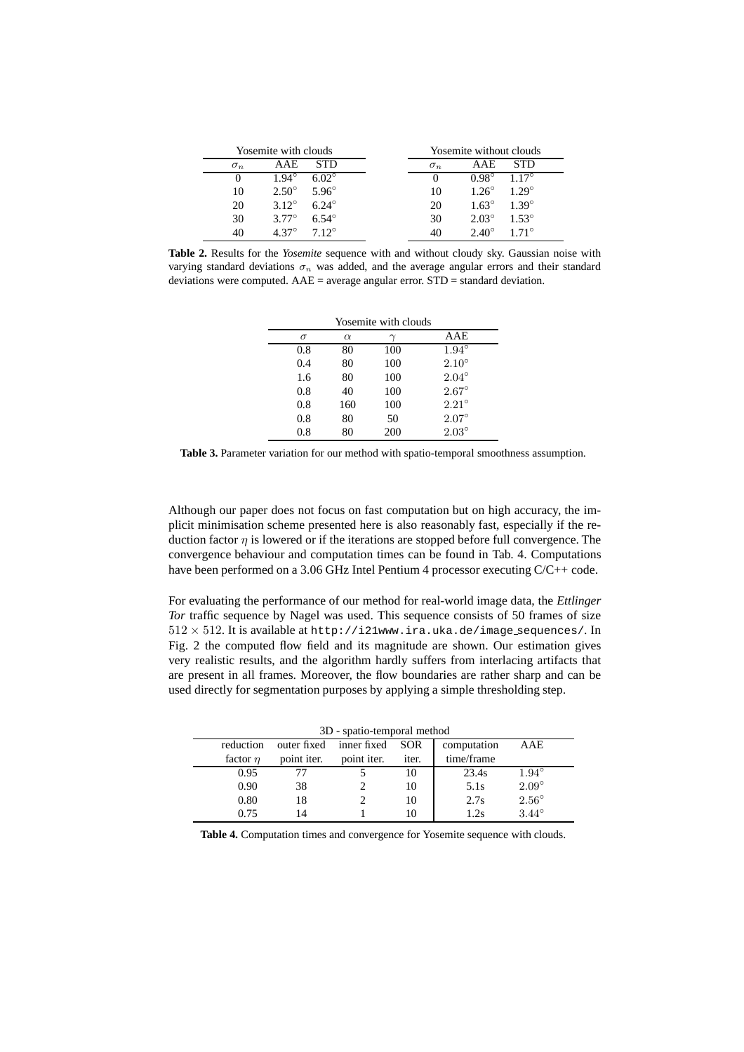| Yosemite with clouds | | |
|---|---|---|
| $\sigma_n$ | AAE | STD |
| 0 | $1.94^\circ$ | $6.02^\circ$ |
| 10 | $2.50^\circ$ | $5.96^\circ$ |
| 20 | $3.12^\circ$ | $6.24^\circ$ |
| 30 | $3.77^\circ$ | $6.54^\circ$ |
| 40 | $4.37^\circ$ | $7.12^\circ$ |

| Yosemite without clouds | | |
|---|---|---|
| $\sigma_n$ | AAE | STD |
| 0 | $0.98^\circ$ | $1.17^\circ$ |
| 10 | $1.26^\circ$ | $1.29^\circ$ |
| 20 | $1.63^\circ$ | $1.39^\circ$ |
| 30 | $2.03^\circ$ | $1.53^\circ$ |
| 40 | $2.40^\circ$ | $1.71^\circ$ |

**Table 2.** Results for the *Yosemite* sequence with and without cloudy sky. Gaussian noise with varying standard deviations $\sigma_n$ was added, and the average angular errors and their standard deviations were computed. AAE = average angular error. STD = standard deviation.

| Yosemite with clouds | | | |
|---|---|---|---|
| $\sigma$ | $\alpha$ | $\gamma$ | AAE |
| 0.8 | 80 | 100 | $1.94^\circ$ |
| 0.4 | 80 | 100 | $2.10^\circ$ |
| 1.6 | 80 | 100 | $2.04^\circ$ |
| 0.8 | 40 | 100 | $2.67^\circ$ |
| 0.8 | 160 | 100 | $2.21^\circ$ |
| 0.8 | 80 | 50 | $2.07^\circ$ |
| 0.8 | 80 | 200 | $2.03^\circ$ |

**Table 3.** Parameter variation for our method with spatio-temporal smoothness assumption.

Although our paper does not focus on fast computation but on high accuracy, the implicit minimisation scheme presented here is also reasonably fast, especially if the reduction factor $\eta$ is lowered or if the iterations are stopped before full convergence. The convergence behaviour and computation times can be found in Tab. 4. Computations have been performed on a 3.06 GHz Intel Pentium 4 processor executing C/C++ code.

For evaluating the performance of our method for real-world image data, the *Ettlinger Tor* traffic sequence by Nagel was used. This sequence consists of 50 frames of size $512 \times 512$. It is available at `http://i21www.ira.uka.de/image_sequences/`. In Fig. 2 the computed flow field and its magnitude are shown. Our estimation gives very realistic results, and the algorithm hardly suffers from interlacing artifacts that are present in all frames. Moreover, the flow boundaries are rather sharp and can be used directly for segmentation purposes by applying a simple thresholding step.

| 3D - spatio-temporal method | | | | | |
|---|---|---|---|---|---|
| reduction factor $\eta$ | outer fixed point iter. | inner fixed point iter. | SOR iter. | computation time/frame | AAE |
| 0.95 | 77 | 5 | 10 | 23.4s | $1.94^\circ$ |
| 0.90 | 38 | 2 | 10 | 5.1s | $2.09^\circ$ |
| 0.80 | 18 | 2 | 10 | 2.7s | $2.56^\circ$ |
| 0.75 | 14 | 1 | 10 | 1.2s | $3.44^\circ$ |

**Table 4.** Computation times and convergence for Yosemite sequence with clouds.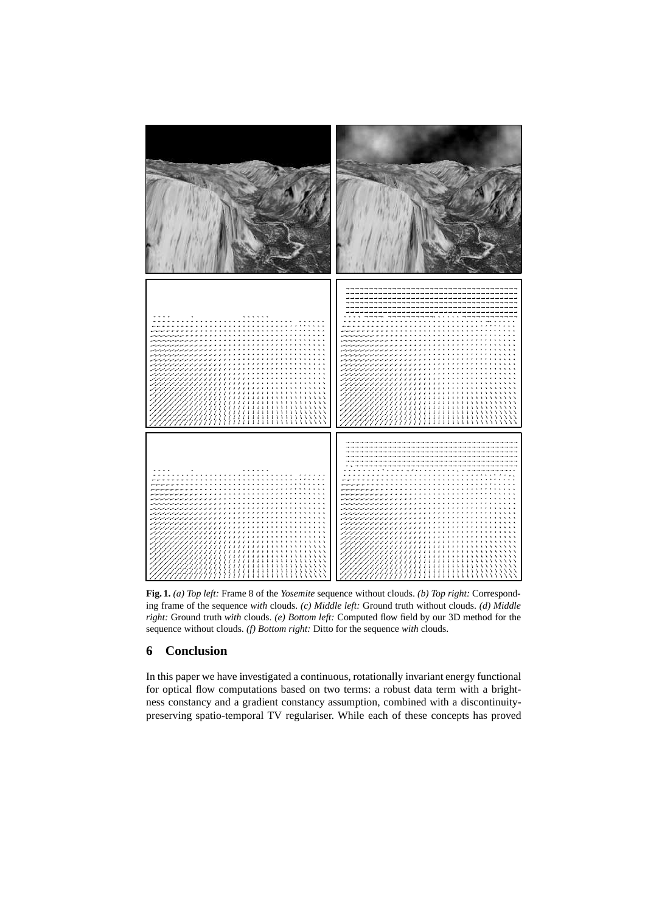**Fig. 1.** *(a) Top left:* Frame 8 of the *Yosemite* sequence without clouds. *(b) Top right:* Corresponding frame of the sequence *with* clouds. *(c) Middle left:* Ground truth without clouds. *(d) Middle right:* Ground truth *with* clouds. *(e) Bottom left:* Computed flow field by our 3D method for the sequence without clouds. *(f) Bottom right:* Ditto for the sequence *with* clouds.

## 6 Conclusion

In this paper we have investigated a continuous, rotationally invariant energy functional for optical flow computations based on two terms: a robust data term with a brightness constancy and a gradient constancy assumption, combined with a discontinuity-preserving spatio-temporal TV regulariser. While each of these concepts has proved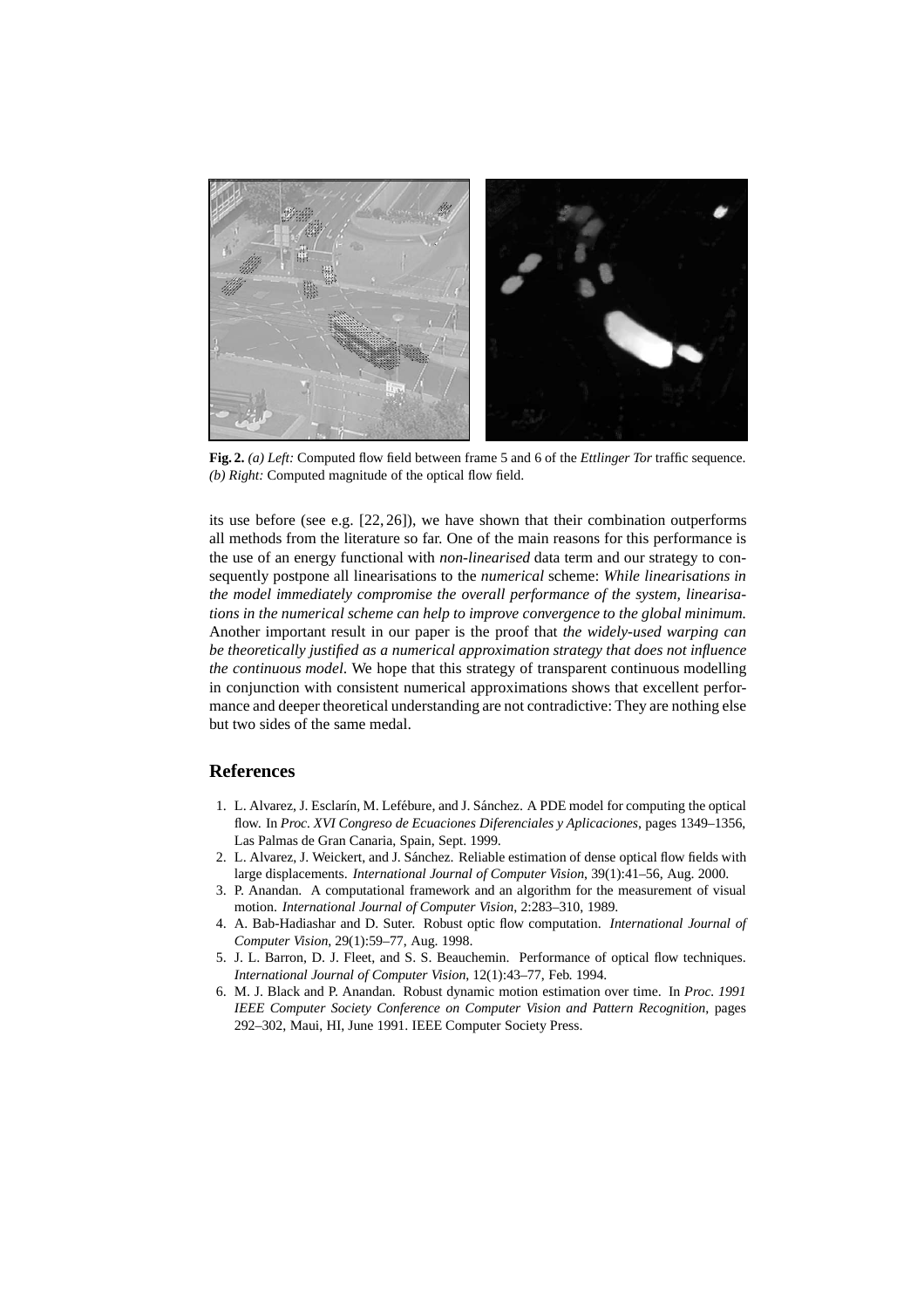**Fig. 2.** *(a) Left:* Computed flow field between frame 5 and 6 of the *Ettlinger Tor* traffic sequence. *(b) Right:* Computed magnitude of the optical flow field.

its use before (see e.g. [22, 26]), we have shown that their combination outperforms all methods from the literature so far. One of the main reasons for this performance is the use of an energy functional with *non-linearised* data term and our strategy to consequently postpone all linearisations to the *numerical* scheme: *While linearisations in the model immediately compromise the overall performance of the system, linearisations in the numerical scheme can help to improve convergence to the global minimum.* Another important result in our paper is the proof that *the widely-used warping can be theoretically justified as a numerical approximation strategy that does not influence the continuous model.* We hope that this strategy of transparent continuous modelling in conjunction with consistent numerical approximations shows that excellent performance and deeper theoretical understanding are not contradictive: They are nothing else but two sides of the same medal.

## References

1. L. Alvarez, J. Esclarín, M. Lefébure, and J. Sánchez. A PDE model for computing the optical flow. In *Proc. XVI Congreso de Ecuaciones Diferenciales y Aplicaciones*, pages 1349–1356, Las Palmas de Gran Canaria, Spain, Sept. 1999.
2. L. Alvarez, J. Weickert, and J. Sánchez. Reliable estimation of dense optical flow fields with large displacements. *International Journal of Computer Vision*, 39(1):41–56, Aug. 2000.
3. P. Anandan. A computational framework and an algorithm for the measurement of visual motion. *International Journal of Computer Vision*, 2:283–310, 1989.
4. A. Bab-Hadiashar and D. Suter. Robust optic flow computation. *International Journal of Computer Vision*, 29(1):59–77, Aug. 1998.
5. J. L. Barron, D. J. Fleet, and S. S. Beauchemin. Performance of optical flow techniques. *International Journal of Computer Vision*, 12(1):43–77, Feb. 1994.
6. M. J. Black and P. Anandan. Robust dynamic motion estimation over time. In *Proc. 1991 IEEE Computer Society Conference on Computer Vision and Pattern Recognition*, pages 292–302, Maui, HI, June 1991. IEEE Computer Society Press.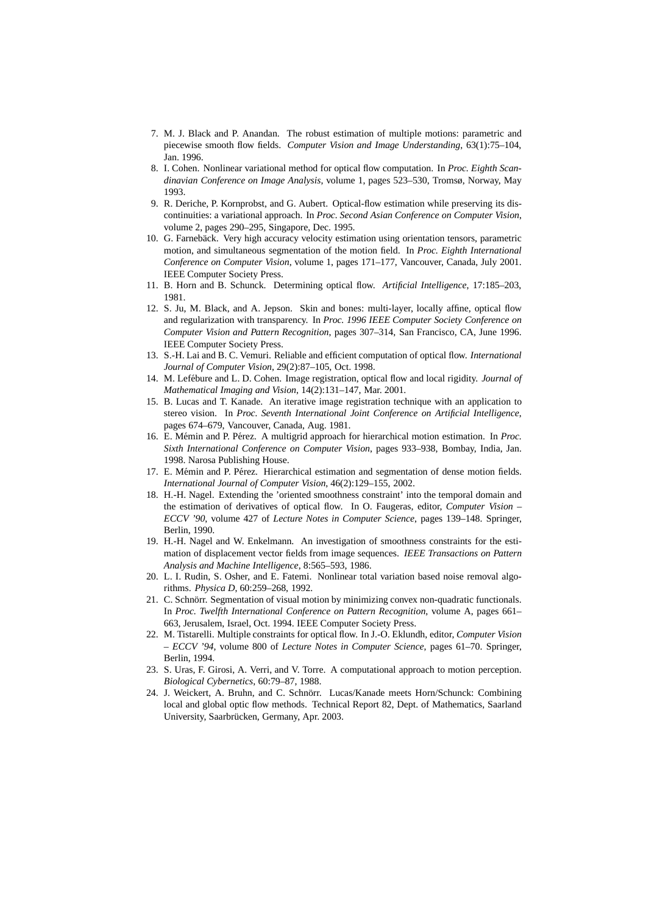7. M. J. Black and P. Anandan. The robust estimation of multiple motions: parametric and piecewise smooth flow fields. *Computer Vision and Image Understanding*, 63(1):75–104, Jan. 1996.
8. I. Cohen. Nonlinear variational method for optical flow computation. In *Proc. Eighth Scandinavian Conference on Image Analysis*, volume 1, pages 523–530, Tromsø, Norway, May 1993.
9. R. Deriche, P. Kornprobst, and G. Aubert. Optical-flow estimation while preserving its discontinuities: a variational approach. In *Proc. Second Asian Conference on Computer Vision*, volume 2, pages 290–295, Singapore, Dec. 1995.
10. G. Farnebäck. Very high accuracy velocity estimation using orientation tensors, parametric motion, and simultaneous segmentation of the motion field. In *Proc. Eighth International Conference on Computer Vision*, volume 1, pages 171–177, Vancouver, Canada, July 2001. IEEE Computer Society Press.
11. B. Horn and B. Schunck. Determining optical flow. *Artificial Intelligence*, 17:185–203, 1981.
12. S. Ju, M. Black, and A. Jepson. Skin and bones: multi-layer, locally affine, optical flow and regularization with transparency. In *Proc. 1996 IEEE Computer Society Conference on Computer Vision and Pattern Recognition*, pages 307–314, San Francisco, CA, June 1996. IEEE Computer Society Press.
13. S.-H. Lai and B. C. Vemuri. Reliable and efficient computation of optical flow. *International Journal of Computer Vision*, 29(2):87–105, Oct. 1998.
14. M. Lefébure and L. D. Cohen. Image registration, optical flow and local rigidity. *Journal of Mathematical Imaging and Vision*, 14(2):131–147, Mar. 2001.
15. B. Lucas and T. Kanade. An iterative image registration technique with an application to stereo vision. In *Proc. Seventh International Joint Conference on Artificial Intelligence*, pages 674–679, Vancouver, Canada, Aug. 1981.
16. E. Mémin and P. Pérez. A multigrid approach for hierarchical motion estimation. In *Proc. Sixth International Conference on Computer Vision*, pages 933–938, Bombay, India, Jan. 1998. Narosa Publishing House.
17. E. Mémin and P. Pérez. Hierarchical estimation and segmentation of dense motion fields. *International Journal of Computer Vision*, 46(2):129–155, 2002.
18. H.-H. Nagel. Extending the 'oriented smoothness constraint' into the temporal domain and the estimation of derivatives of optical flow. In O. Faugeras, editor, *Computer Vision – ECCV '90*, volume 427 of *Lecture Notes in Computer Science*, pages 139–148. Springer, Berlin, 1990.
19. H.-H. Nagel and W. Enkelmann. An investigation of smoothness constraints for the estimation of displacement vector fields from image sequences. *IEEE Transactions on Pattern Analysis and Machine Intelligence*, 8:565–593, 1986.
20. L. I. Rudin, S. Osher, and E. Fatemi. Nonlinear total variation based noise removal algorithms. *Physica D*, 60:259–268, 1992.
21. C. Schnörr. Segmentation of visual motion by minimizing convex non-quadratic functionals. In *Proc. Twelfth International Conference on Pattern Recognition*, volume A, pages 661–663, Jerusalem, Israel, Oct. 1994. IEEE Computer Society Press.
22. M. Tistarelli. Multiple constraints for optical flow. In J.-O. Eklundh, editor, *Computer Vision – ECCV '94*, volume 800 of *Lecture Notes in Computer Science*, pages 61–70. Springer, Berlin, 1994.
23. S. Uras, F. Girosi, A. Verri, and V. Torre. A computational approach to motion perception. *Biological Cybernetics*, 60:79–87, 1988.
24. J. Weickert, A. Bruhn, and C. Schnörr. Lucas/Kanade meets Horn/Schunck: Combining local and global optic flow methods. Technical Report 82, Dept. of Mathematics, Saarland University, Saarbrücken, Germany, Apr. 2003.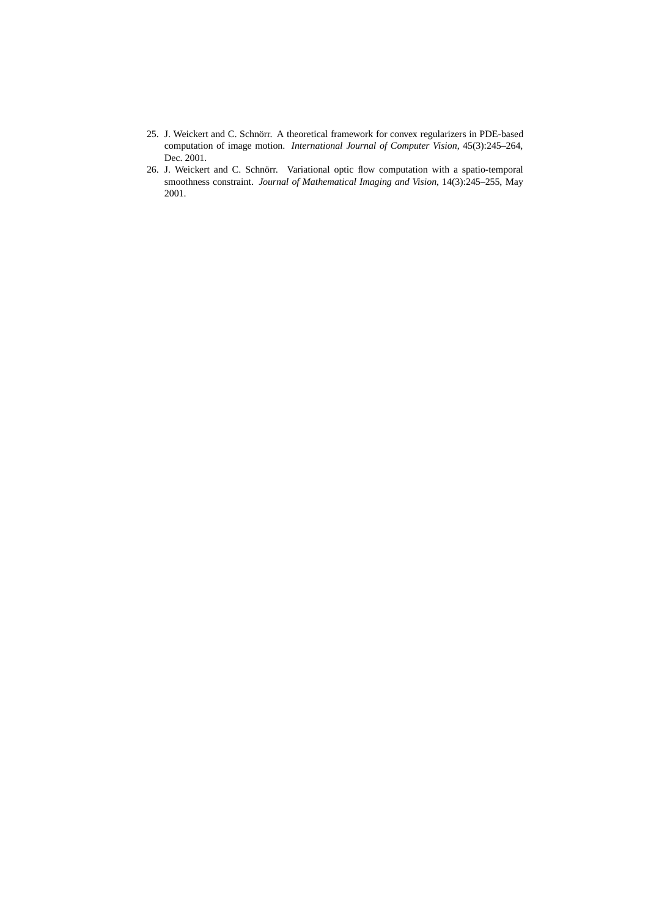25. J. Weickert and C. Schnörr. A theoretical framework for convex regularizers in PDE-based computation of image motion. *International Journal of Computer Vision*, 45(3):245–264, Dec. 2001.
26. J. Weickert and C. Schnörr. Variational optic flow computation with a spatio-temporal smoothness constraint. *Journal of Mathematical Imaging and Vision*, 14(3):245–255, May 2001.